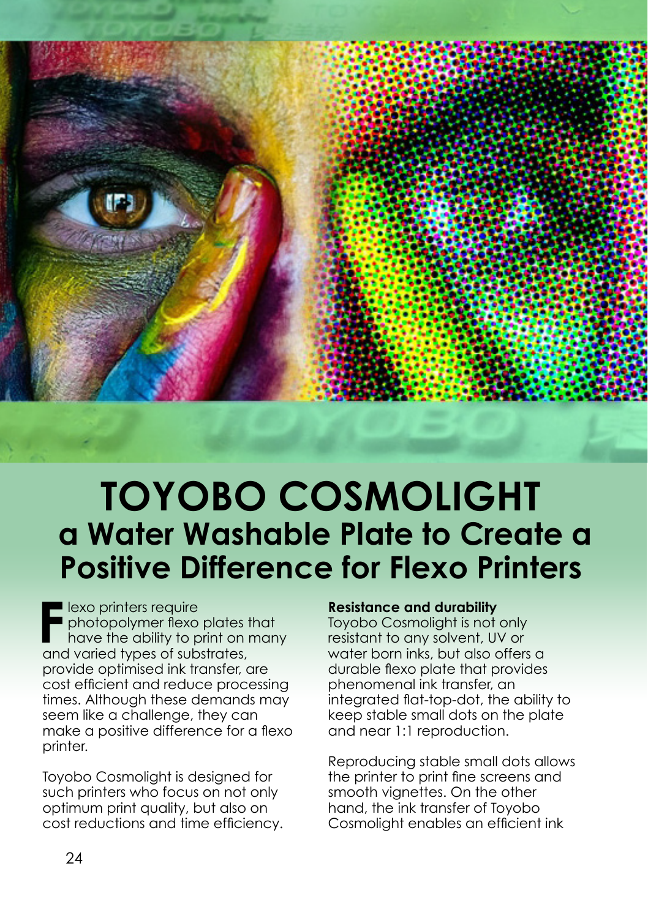# TOYOBO COSMOLIGHT

## a Water Washable Plate to Create a Positive Difference for Flexo Printers

Flexo printers require photopolymer flexo plates that have the ability to print on many and varied types of substrates, provide optimised ink transfer, are cost efficient and reduce processing times. Although these demands may seem like a challenge, they can make a positive difference for a flexo printer.

Toyobo Cosmolight is designed for such printers who focus on not only optimum print quality, but also on cost reductions and time efficiency.

**Resistance and durability**

Toyobo Cosmolight is not only resistant to any solvent, UV or water born inks, but also offers a durable flexo plate that provides phenomenal ink transfer, an integrated flat-top-dot, the ability to keep stable small dots on the plate and near 1:1 reproduction.

Reproducing stable small dots allows the printer to print fine screens and smooth vignettes. On the other hand, the ink transfer of Toyobo Cosmolight enables an efficient ink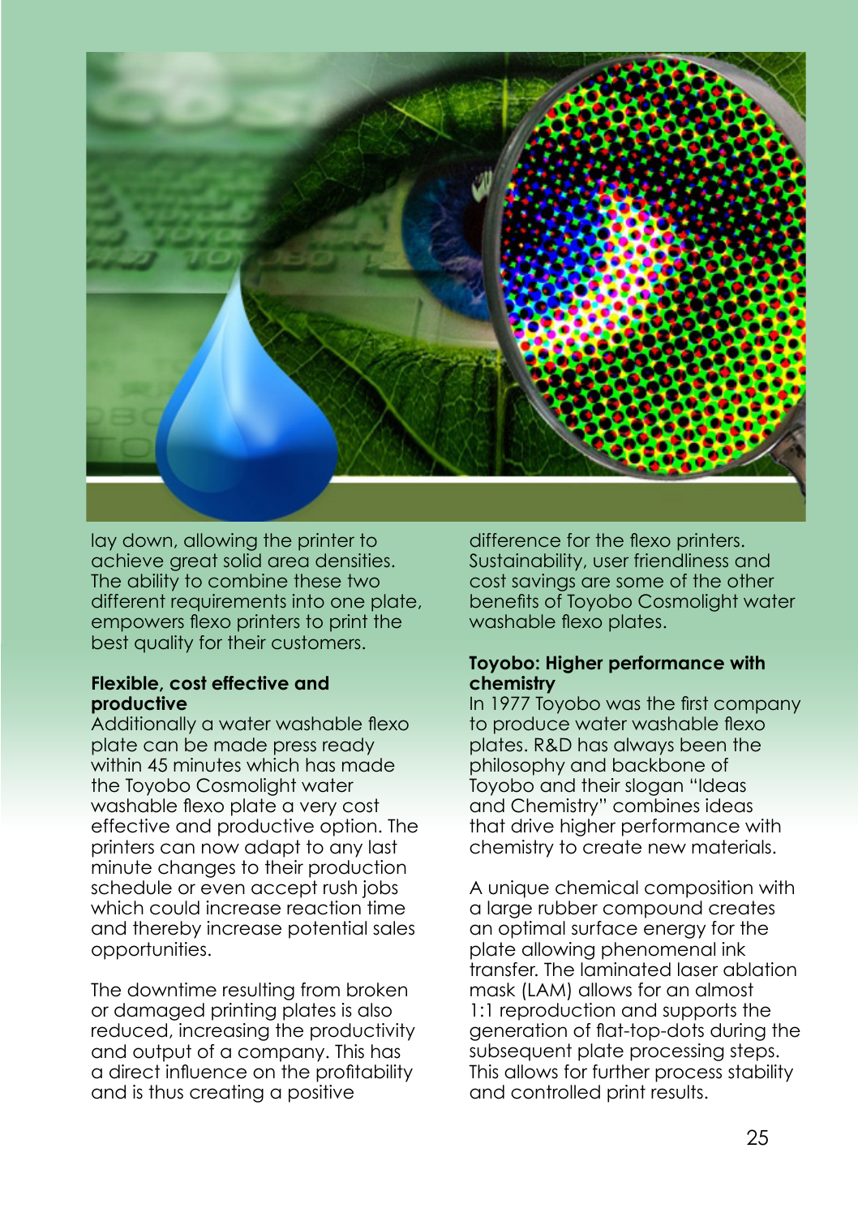lay down, allowing the printer to achieve great solid area densities. The ability to combine these two different requirements into one plate, empowers flexo printers to print the best quality for their customers.

**Flexible, cost effective and productive**

Additionally a water washable flexo plate can be made press ready within 45 minutes which has made the Toyobo Cosmolight water washable flexo plate a very cost effective and productive option. The printers can now adapt to any last minute changes to their production schedule or even accept rush jobs which could increase reaction time and thereby increase potential sales opportunities.

The downtime resulting from broken or damaged printing plates is also reduced, increasing the productivity and output of a company. This has a direct influence on the profitability and is thus creating a positive difference for the flexo printers. Sustainability, user friendliness and cost savings are some of the other benefits of Toyobo Cosmolight water washable flexo plates.

**Toyobo: Higher performance with chemistry**

In 1977 Toyobo was the first company to produce water washable flexo plates. R&D has always been the philosophy and backbone of Toyobo and their slogan "Ideas and Chemistry" combines ideas that drive higher performance with chemistry to create new materials.

A unique chemical composition with a large rubber compound creates an optimal surface energy for the plate allowing phenomenal ink transfer. The laminated laser ablation mask (LAM) allows for an almost 1:1 reproduction and supports the generation of flat-top-dots during the subsequent plate processing steps. This allows for further process stability and controlled print results.